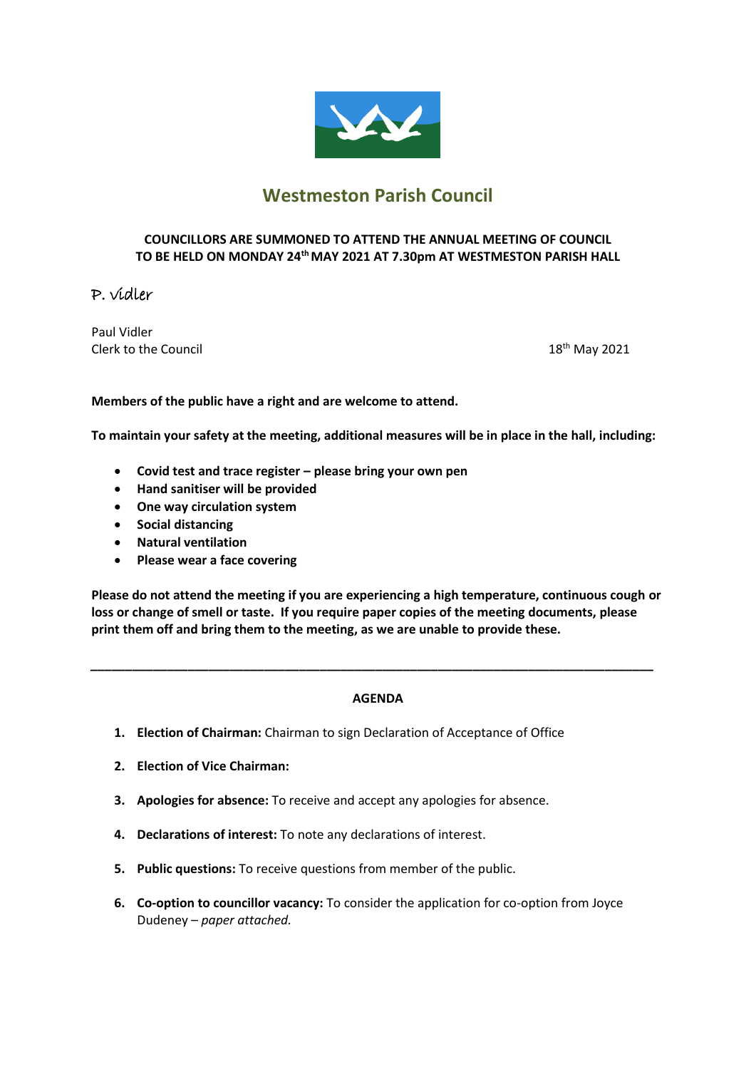# Westmeston Parish Council

**COUNCILLORS ARE SUMMONED TO ATTEND THE ANNUAL MEETING OF COUNCIL TO BE HELD ON MONDAY 24th MAY 2021 AT 7.30pm AT WESTMESTON PARISH HALL**

P. Vidler

Paul Vidler
Clerk to the Council

18th May 2021

**Members of the public have a right and are welcome to attend.**

**To maintain your safety at the meeting, additional measures will be in place in the hall, including:**

- **Covid test and trace register – please bring your own pen**
- **Hand sanitiser will be provided**
- **One way circulation system**
- **Social distancing**
- **Natural ventilation**
- **Please wear a face covering**

**Please do not attend the meeting if you are experiencing a high temperature, continuous cough or loss or change of smell or taste. If you require paper copies of the meeting documents, please print them off and bring them to the meeting, as we are unable to provide these.**

---

## AGENDA

1. **Election of Chairman:** Chairman to sign Declaration of Acceptance of Office
2. **Election of Vice Chairman:**
3. **Apologies for absence:** To receive and accept any apologies for absence.
4. **Declarations of interest:** To note any declarations of interest.
5. **Public questions:** To receive questions from member of the public.
6. **Co-option to councillor vacancy:** To consider the application for co-option from Joyce Dudeney – *paper attached.*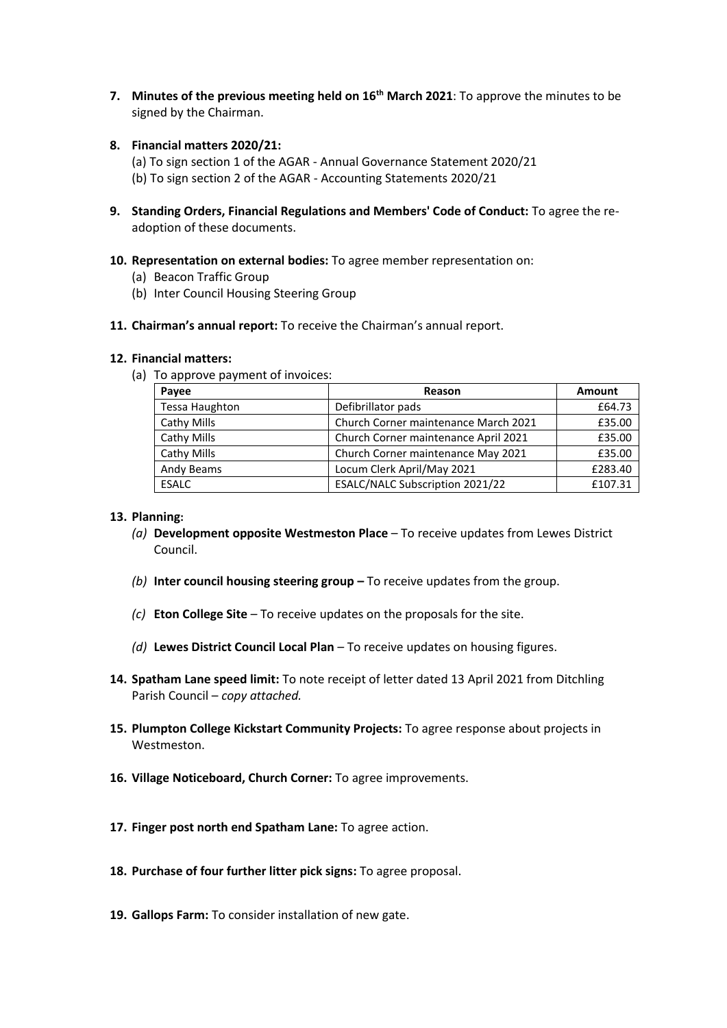**7. Minutes of the previous meeting held on 16th March 2021**: To approve the minutes to be signed by the Chairman.

**8. Financial matters 2020/21:**

(a) To sign section 1 of the AGAR - Annual Governance Statement 2020/21

(b) To sign section 2 of the AGAR - Accounting Statements 2020/21

**9. Standing Orders, Financial Regulations and Members' Code of Conduct:** To agree the re-adoption of these documents.

**10. Representation on external bodies:** To agree member representation on:

(a) Beacon Traffic Group

(b) Inter Council Housing Steering Group

**11. Chairman's annual report:** To receive the Chairman's annual report.

**12. Financial matters:**

(a) To approve payment of invoices:

| Payee | Reason | Amount |
|---|---|---|
| Tessa Haughton | Defibrillator pads | £64.73 |
| Cathy Mills | Church Corner maintenance March 2021 | £35.00 |
| Cathy Mills | Church Corner maintenance April 2021 | £35.00 |
| Cathy Mills | Church Corner maintenance May 2021 | £35.00 |
| Andy Beams | Locum Clerk April/May 2021 | £283.40 |
| ESALC | ESALC/NALC Subscription 2021/22 | £107.31 |

**13. Planning:**

*(a)* **Development opposite Westmeston Place** – To receive updates from Lewes District Council.

*(b)* **Inter council housing steering group –** To receive updates from the group.

*(c)* **Eton College Site** – To receive updates on the proposals for the site.

*(d)* **Lewes District Council Local Plan** – To receive updates on housing figures.

**14. Spatham Lane speed limit:** To note receipt of letter dated 13 April 2021 from Ditchling Parish Council – *copy attached.*

**15. Plumpton College Kickstart Community Projects:** To agree response about projects in Westmeston.

**16. Village Noticeboard, Church Corner:** To agree improvements.

**17. Finger post north end Spatham Lane:** To agree action.

**18. Purchase of four further litter pick signs:** To agree proposal.

**19. Gallops Farm:** To consider installation of new gate.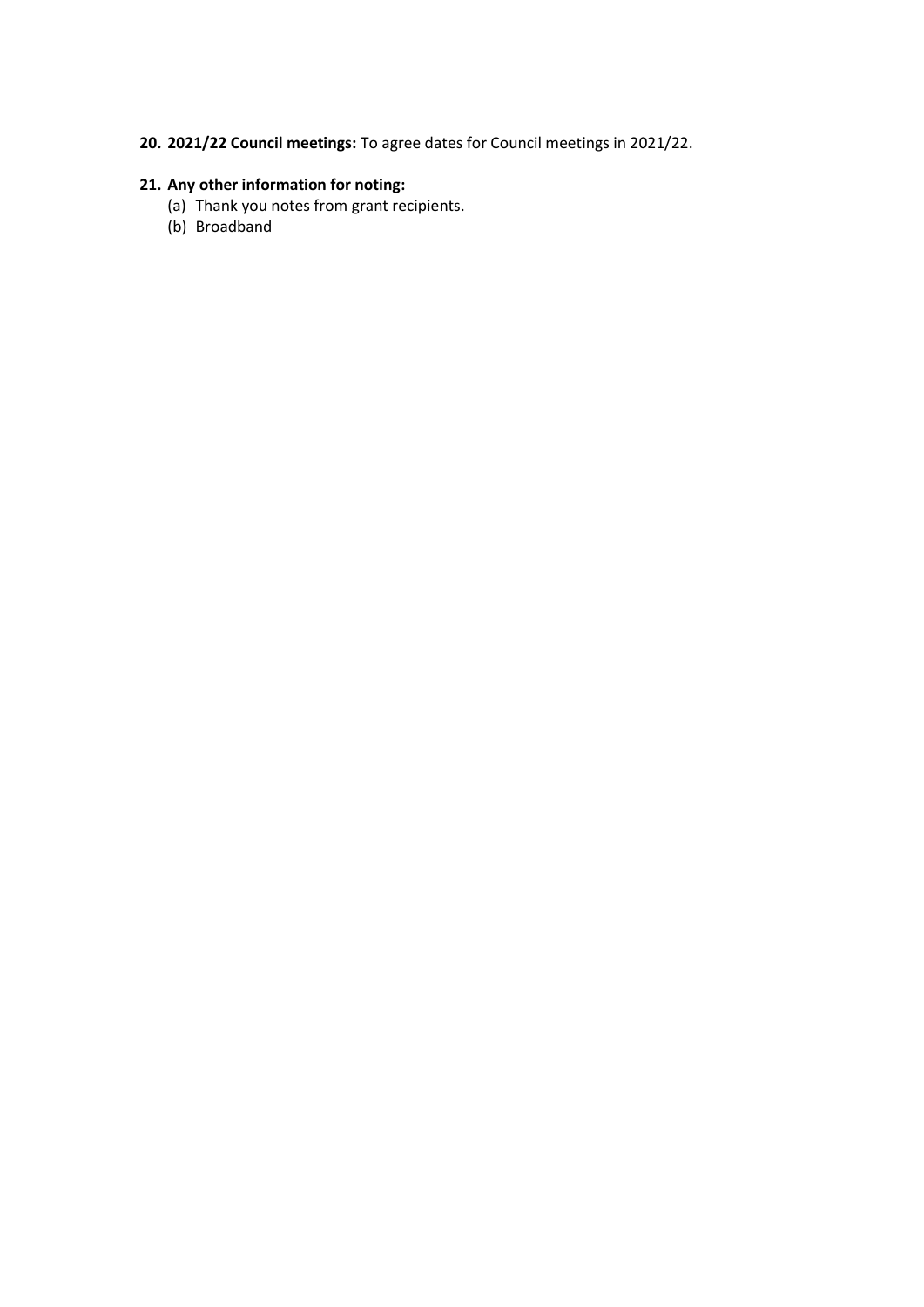20. **2021/22 Council meetings:** To agree dates for Council meetings in 2021/22.

21. **Any other information for noting:**
    (a) Thank you notes from grant recipients.
    (b) Broadband